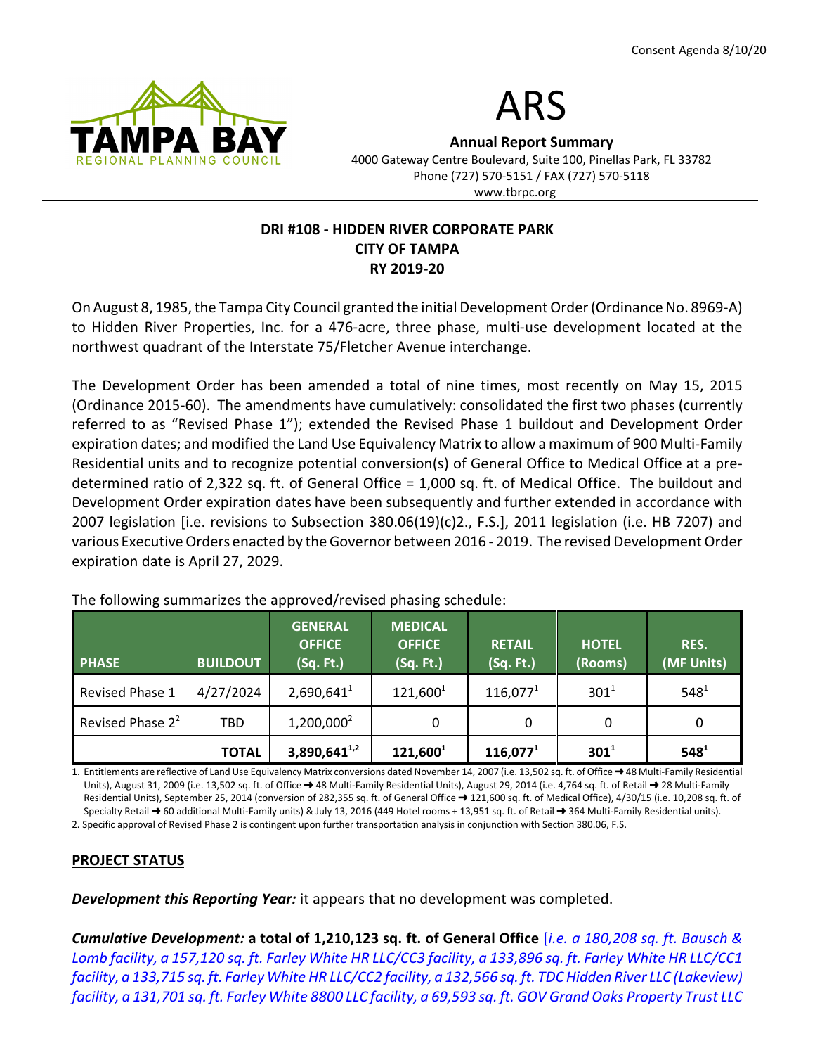Consent Agenda 8/10/20

TAMPA BAY
REGIONAL PLANNING COUNCIL

# ARS

**Annual Report Summary**

4000 Gateway Centre Boulevard, Suite 100, Pinellas Park, FL 33782
Phone (727) 570-5151 / FAX (727) 570-5118
www.tbrpc.org

---

**DRI #108 - HIDDEN RIVER CORPORATE PARK**
**CITY OF TAMPA**
**RY 2019-20**

On August 8, 1985, the Tampa City Council granted the initial Development Order (Ordinance No. 8969-A) to Hidden River Properties, Inc. for a 476-acre, three phase, multi-use development located at the northwest quadrant of the Interstate 75/Fletcher Avenue interchange.

The Development Order has been amended a total of nine times, most recently on May 15, 2015 (Ordinance 2015-60). The amendments have cumulatively: consolidated the first two phases (currently referred to as "Revised Phase 1"); extended the Revised Phase 1 buildout and Development Order expiration dates; and modified the Land Use Equivalency Matrix to allow a maximum of 900 Multi-Family Residential units and to recognize potential conversion(s) of General Office to Medical Office at a pre-determined ratio of 2,322 sq. ft. of General Office = 1,000 sq. ft. of Medical Office. The buildout and Development Order expiration dates have been subsequently and further extended in accordance with 2007 legislation [i.e. revisions to Subsection 380.06(19)(c)2., F.S.], 2011 legislation (i.e. HB 7207) and various Executive Orders enacted by the Governor between 2016 - 2019. The revised Development Order expiration date is April 27, 2029.

The following summarizes the approved/revised phasing schedule:

| PHASE | BUILDOUT | GENERAL OFFICE (Sq. Ft.) | MEDICAL OFFICE (Sq. Ft.) | RETAIL (Sq. Ft.) | HOTEL (Rooms) | RES. (MF Units) |
|---|---|---|---|---|---|---|
| Revised Phase 1 | 4/27/2024 | 2,690,641[1] | 121,600[1] | 116,077[1] | 301[1] | 548[1] |
| Revised Phase 2[2] | TBD | 1,200,000[2] | 0 | 0 | 0 | 0 |
| | **TOTAL** | **3,890,641[1,2]** | **121,600[1]** | **116,077[1]** | **301[1]** | **548[1]** |

1. Entitlements are reflective of Land Use Equivalency Matrix conversions dated November 14, 2007 (i.e. 13,502 sq. ft. of Office ➜ 48 Multi-Family Residential Units), August 31, 2009 (i.e. 13,502 sq. ft. of Office ➜ 48 Multi-Family Residential Units), August 29, 2014 (i.e. 4,764 sq. ft. of Retail ➜ 28 Multi-Family Residential Units), September 25, 2014 (conversion of 282,355 sq. ft. of General Office ➜ 121,600 sq. ft. of Medical Office), 4/30/15 (i.e. 10,208 sq. ft. of Specialty Retail ➜ 60 additional Multi-Family units) & July 13, 2016 (449 Hotel rooms + 13,951 sq. ft. of Retail ➜ 364 Multi-Family Residential units).
2. Specific approval of Revised Phase 2 is contingent upon further transportation analysis in conjunction with Section 380.06, F.S.

## PROJECT STATUS

***Development this Reporting Year:*** it appears that no development was completed.

***Cumulative Development:*** **a total of 1,210,123 sq. ft. of General Office** [*i.e. a 180,208 sq. ft. Bausch & Lomb facility, a 157,120 sq. ft. Farley White HR LLC/CC3 facility, a 133,896 sq. ft. Farley White HR LLC/CC1 facility, a 133,715 sq. ft. Farley White HR LLC/CC2 facility, a 132,566 sq. ft. TDC Hidden River LLC (Lakeview) facility, a 131,701 sq. ft. Farley White 8800 LLC facility, a 69,593 sq. ft. GOV Grand Oaks Property Trust LLC*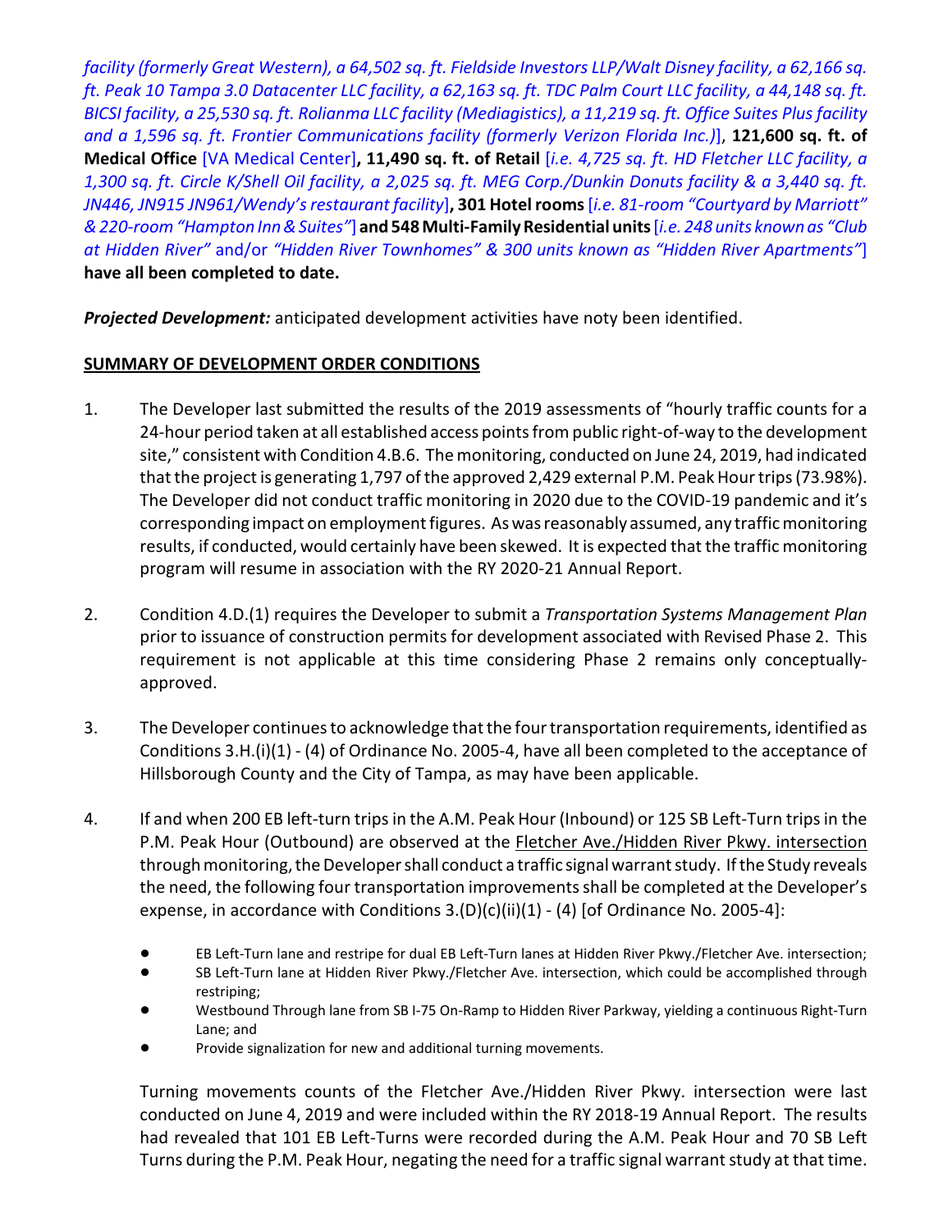*facility (formerly Great Western), a 64,502 sq. ft. Fieldside Investors LLP/Walt Disney facility, a 62,166 sq. ft. Peak 10 Tampa 3.0 Datacenter LLC facility, a 62,163 sq. ft. TDC Palm Court LLC facility, a 44,148 sq. ft. BICSI facility, a 25,530 sq. ft. Rolianma LLC facility (Mediagistics), a 11,219 sq. ft. Office Suites Plus facility and a 1,596 sq. ft. Frontier Communications facility (formerly Verizon Florida Inc.)*], **121,600 sq. ft. of Medical Office** [VA Medical Center]**, 11,490 sq. ft. of Retail** [*i.e. 4,725 sq. ft. HD Fletcher LLC facility, a 1,300 sq. ft. Circle K/Shell Oil facility, a 2,025 sq. ft. MEG Corp./Dunkin Donuts facility & a 3,440 sq. ft. JN446, JN915 JN961/Wendy's restaurant facility*]**, 301 Hotel rooms** [*i.e. 81-room "Courtyard by Marriott" & 220-room "Hampton Inn & Suites"*] **and 548 Multi-Family Residential units** [*i.e. 248 units known as "Club at Hidden River"* and/or *"Hidden River Townhomes" & 300 units known as "Hidden River Apartments"*] **have all been completed to date.**

***Projected Development:*** anticipated development activities have noty been identified.

## SUMMARY OF DEVELOPMENT ORDER CONDITIONS

1. The Developer last submitted the results of the 2019 assessments of "hourly traffic counts for a 24-hour period taken at all established access points from public right-of-way to the development site," consistent with Condition 4.B.6. The monitoring, conducted on June 24, 2019, had indicated that the project is generating 1,797 of the approved 2,429 external P.M. Peak Hour trips (73.98%). The Developer did not conduct traffic monitoring in 2020 due to the COVID-19 pandemic and it's corresponding impact on employment figures. As was reasonably assumed, any traffic monitoring results, if conducted, would certainly have been skewed. It is expected that the traffic monitoring program will resume in association with the RY 2020-21 Annual Report.

2. Condition 4.D.(1) requires the Developer to submit a *Transportation Systems Management Plan* prior to issuance of construction permits for development associated with Revised Phase 2. This requirement is not applicable at this time considering Phase 2 remains only conceptually-approved.

3. The Developer continues to acknowledge that the four transportation requirements, identified as Conditions 3.H.(i)(1) - (4) of Ordinance No. 2005-4, have all been completed to the acceptance of Hillsborough County and the City of Tampa, as may have been applicable.

4. If and when 200 EB left-turn trips in the A.M. Peak Hour (Inbound) or 125 SB Left-Turn trips in the P.M. Peak Hour (Outbound) are observed at the Fletcher Ave./Hidden River Pkwy. intersection through monitoring, the Developer shall conduct a traffic signal warrant study. If the Study reveals the need, the following four transportation improvements shall be completed at the Developer's expense, in accordance with Conditions 3.(D)(c)(ii)(1) - (4) [of Ordinance No. 2005-4]:

   - EB Left-Turn lane and restripe for dual EB Left-Turn lanes at Hidden River Pkwy./Fletcher Ave. intersection;
   - SB Left-Turn lane at Hidden River Pkwy./Fletcher Ave. intersection, which could be accomplished through restriping;
   - Westbound Through lane from SB I-75 On-Ramp to Hidden River Parkway, yielding a continuous Right-Turn Lane; and
   - Provide signalization for new and additional turning movements.

   Turning movements counts of the Fletcher Ave./Hidden River Pkwy. intersection were last conducted on June 4, 2019 and were included within the RY 2018-19 Annual Report. The results had revealed that 101 EB Left-Turns were recorded during the A.M. Peak Hour and 70 SB Left Turns during the P.M. Peak Hour, negating the need for a traffic signal warrant study at that time.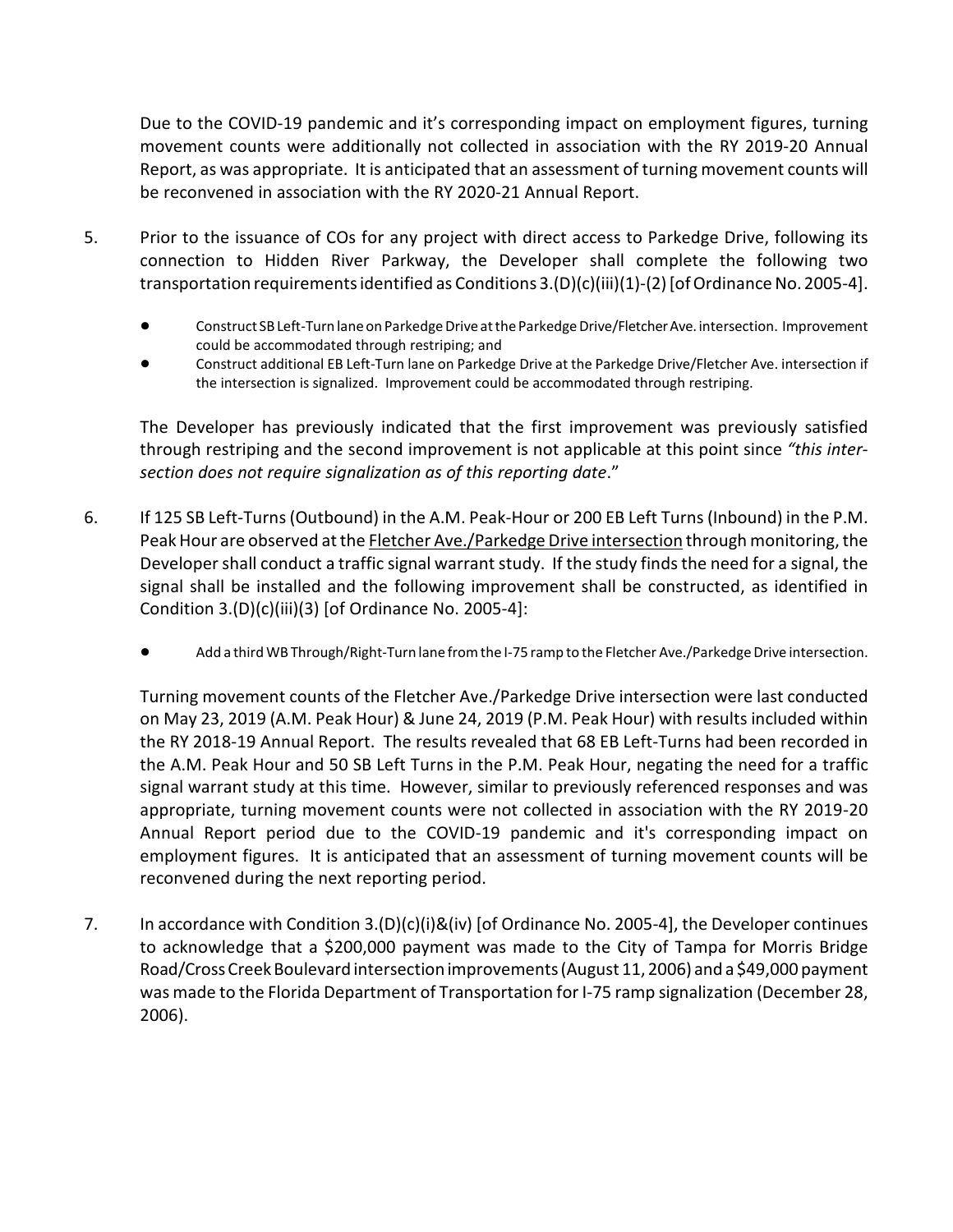Due to the COVID-19 pandemic and it's corresponding impact on employment figures, turning movement counts were additionally not collected in association with the RY 2019-20 Annual Report, as was appropriate. It is anticipated that an assessment of turning movement counts will be reconvened in association with the RY 2020-21 Annual Report.

5. Prior to the issuance of COs for any project with direct access to Parkedge Drive, following its connection to Hidden River Parkway, the Developer shall complete the following two transportation requirements identified as Conditions 3.(D)(c)(iii)(1)-(2) [of Ordinance No. 2005-4].

   - Construct SB Left-Turn lane on Parkedge Drive at the Parkedge Drive/Fletcher Ave. intersection. Improvement could be accommodated through restriping; and
   - Construct additional EB Left-Turn lane on Parkedge Drive at the Parkedge Drive/Fletcher Ave. intersection if the intersection is signalized. Improvement could be accommodated through restriping.

   The Developer has previously indicated that the first improvement was previously satisfied through restriping and the second improvement is not applicable at this point since *"this intersection does not require signalization as of this reporting date*."

6. If 125 SB Left-Turns (Outbound) in the A.M. Peak-Hour or 200 EB Left Turns (Inbound) in the P.M. Peak Hour are observed at the <u>Fletcher Ave./Parkedge Drive intersection</u> through monitoring, the Developer shall conduct a traffic signal warrant study. If the study finds the need for a signal, the signal shall be installed and the following improvement shall be constructed, as identified in Condition 3.(D)(c)(iii)(3) [of Ordinance No. 2005-4]:

   - Add a third WB Through/Right-Turn lane from the I-75 ramp to the Fletcher Ave./Parkedge Drive intersection.

   Turning movement counts of the Fletcher Ave./Parkedge Drive intersection were last conducted on May 23, 2019 (A.M. Peak Hour) & June 24, 2019 (P.M. Peak Hour) with results included within the RY 2018-19 Annual Report. The results revealed that 68 EB Left-Turns had been recorded in the A.M. Peak Hour and 50 SB Left Turns in the P.M. Peak Hour, negating the need for a traffic signal warrant study at this time. However, similar to previously referenced responses and was appropriate, turning movement counts were not collected in association with the RY 2019-20 Annual Report period due to the COVID-19 pandemic and it's corresponding impact on employment figures. It is anticipated that an assessment of turning movement counts will be reconvened during the next reporting period.

7. In accordance with Condition 3.(D)(c)(i)&(iv) [of Ordinance No. 2005-4], the Developer continues to acknowledge that a $200,000 payment was made to the City of Tampa for Morris Bridge Road/Cross Creek Boulevard intersection improvements (August 11, 2006) and a $49,000 payment was made to the Florida Department of Transportation for I-75 ramp signalization (December 28, 2006).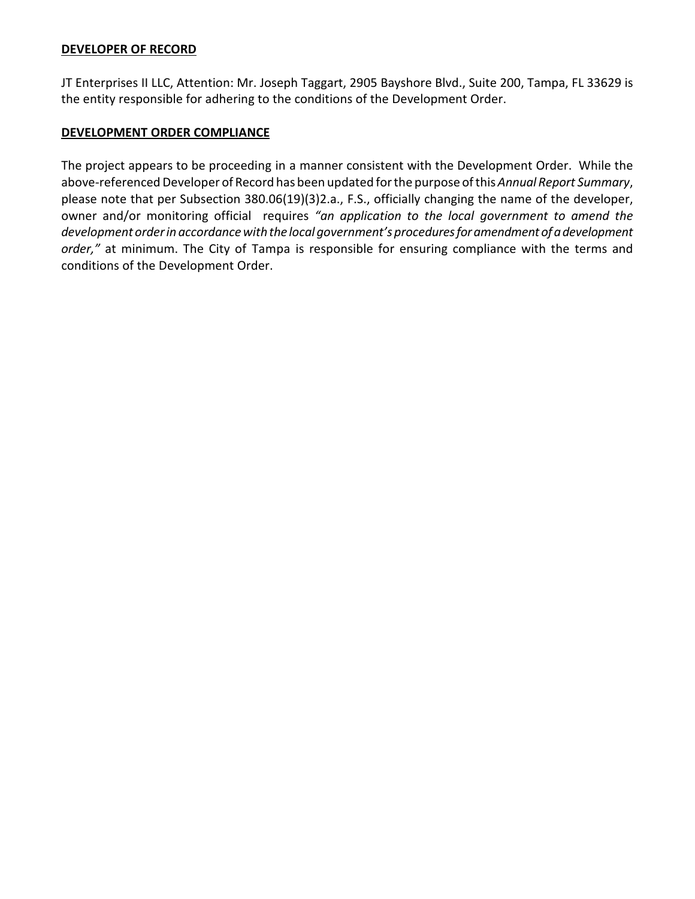**DEVELOPER OF RECORD**

JT Enterprises II LLC, Attention: Mr. Joseph Taggart, 2905 Bayshore Blvd., Suite 200, Tampa, FL 33629 is the entity responsible for adhering to the conditions of the Development Order.

**DEVELOPMENT ORDER COMPLIANCE**

The project appears to be proceeding in a manner consistent with the Development Order. While the above-referenced Developer of Record has been updated for the purpose of this *Annual Report Summary*, please note that per Subsection 380.06(19)(3)2.a., F.S., officially changing the name of the developer, owner and/or monitoring official requires *"an application to the local government to amend the development order in accordance with the local government's procedures for amendment of a development order,"* at minimum. The City of Tampa is responsible for ensuring compliance with the terms and conditions of the Development Order.